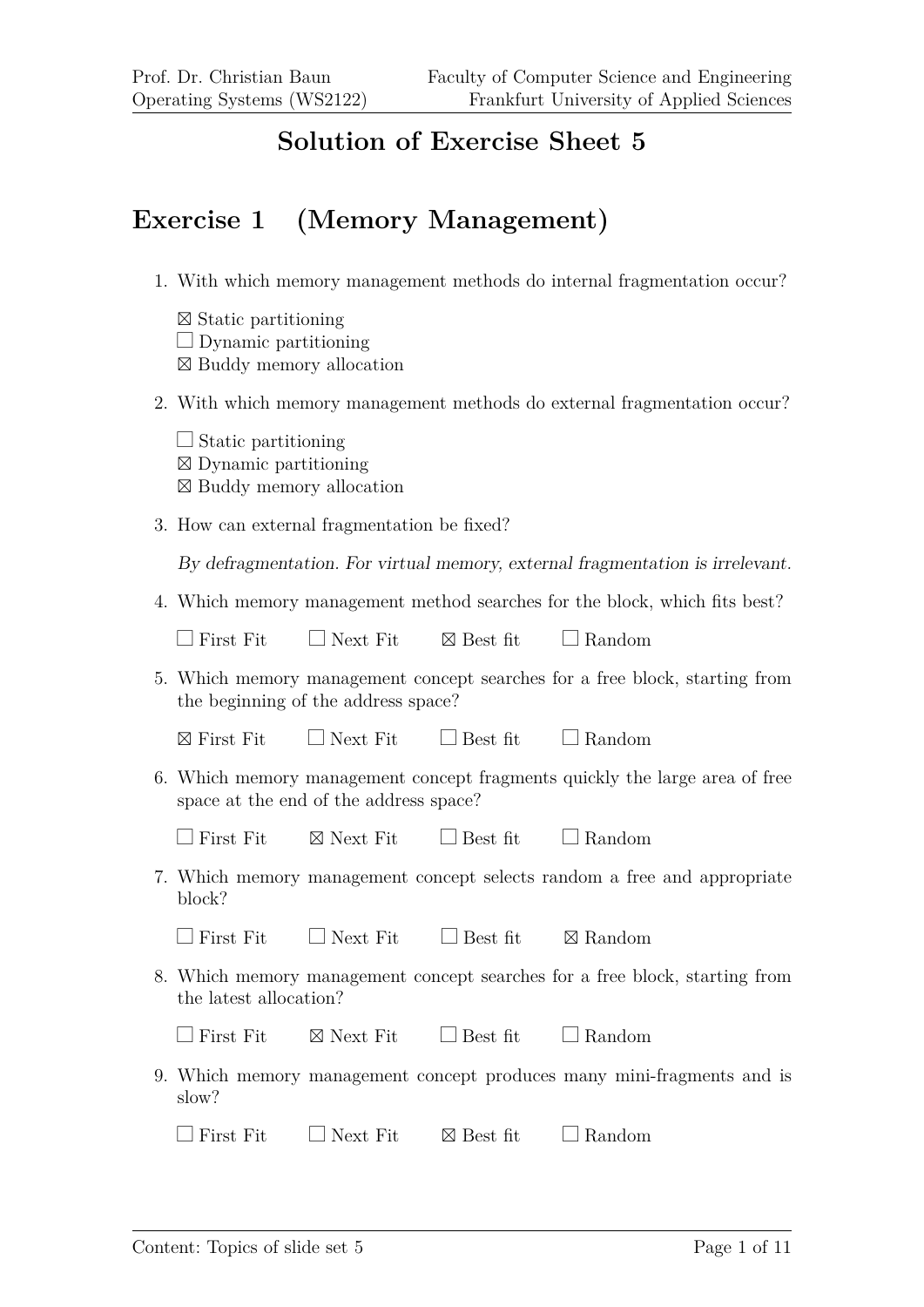# Solution of Exercise Sheet 5

## Exercise 1 (Memory Management)

1. With which memory management methods do internal fragmentation occur?

   ☒ Static partitioning
   ☐ Dynamic partitioning
   ☒ Buddy memory allocation

2. With which memory management methods do external fragmentation occur?

   ☐ Static partitioning
   ☒ Dynamic partitioning
   ☒ Buddy memory allocation

3. How can external fragmentation be fixed?

   *By defragmentation. For virtual memory, external fragmentation is irrelevant.*

4. Which memory management method searches for the block, which fits best?

   ☐ First Fit ☐ Next Fit ☒ Best fit ☐ Random

5. Which memory management concept searches for a free block, starting from the beginning of the address space?

   ☒ First Fit ☐ Next Fit ☐ Best fit ☐ Random

6. Which memory management concept fragments quickly the large area of free space at the end of the address space?

   ☐ First Fit ☒ Next Fit ☐ Best fit ☐ Random

7. Which memory management concept selects random a free and appropriate block?

   ☐ First Fit ☐ Next Fit ☐ Best fit ☒ Random

8. Which memory management concept searches for a free block, starting from the latest allocation?

   ☐ First Fit ☒ Next Fit ☐ Best fit ☐ Random

9. Which memory management concept produces many mini-fragments and is slow?

   ☐ First Fit ☐ Next Fit ☒ Best fit ☐ Random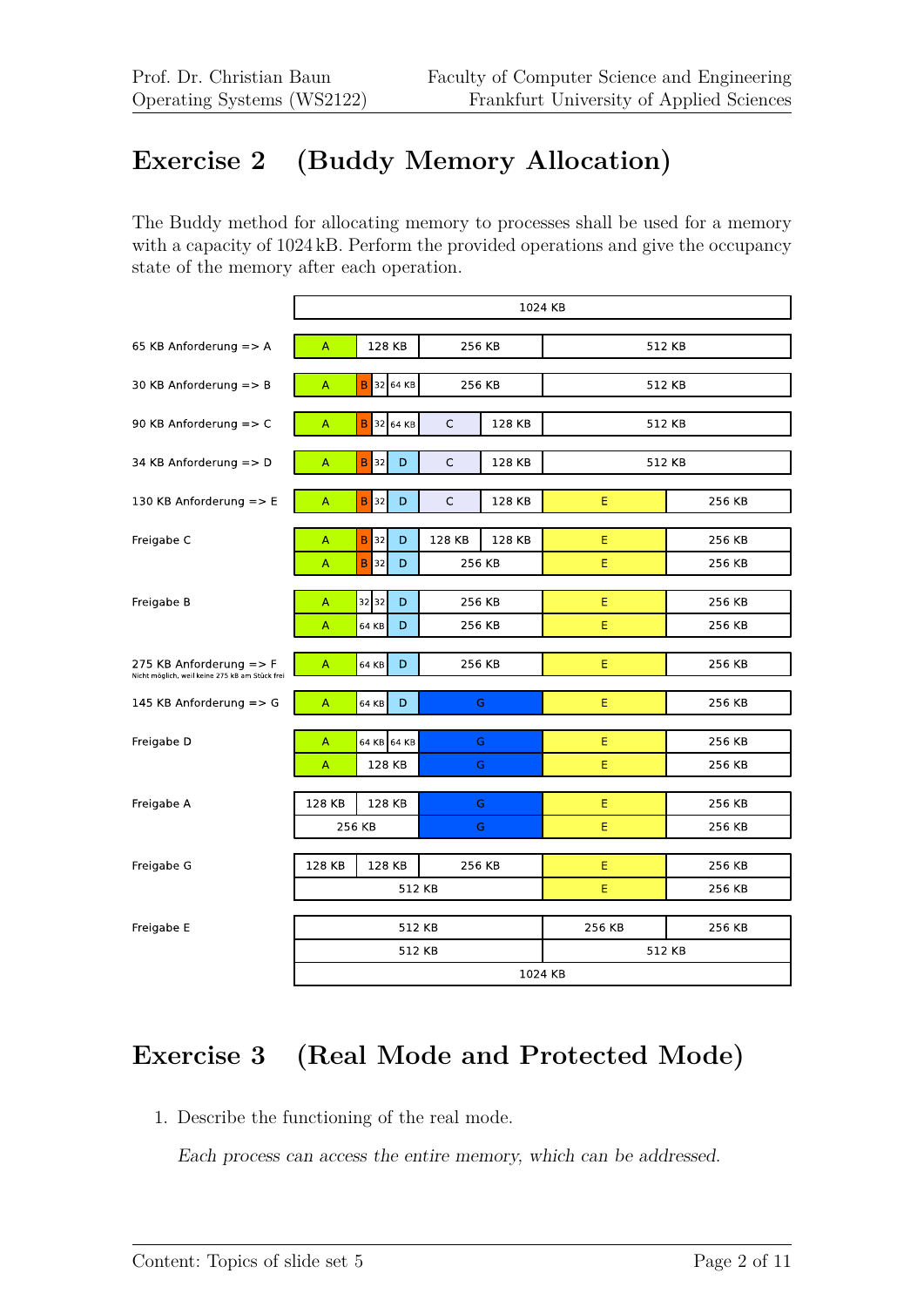# Exercise 2 (Buddy Memory Allocation)

The Buddy method for allocating memory to processes shall be used for a memory with a capacity of 1024 kB. Perform the provided operations and give the occupancy state of the memory after each operation.

| Operation | Memory state |
|---|---|
| | 1024 KB |
| 65 KB Anforderung => A | A \| 128 KB \| 256 KB \| 512 KB |
| 30 KB Anforderung => B | A \| B \| 32 \| 64 KB \| 256 KB \| 512 KB |
| 90 KB Anforderung => C | A \| B \| 32 \| 64 KB \| C \| 128 KB \| 512 KB |
| 34 KB Anforderung => D | A \| B \| 32 \| D \| C \| 128 KB \| 512 KB |
| 130 KB Anforderung => E | A \| B \| 32 \| D \| C \| 128 KB \| E \| 256 KB |
| Freigabe C | A \| B \| 32 \| D \| 128 KB \| 128 KB \| E \| 256 KB |
| | A \| B \| 32 \| D \| 256 KB \| E \| 256 KB |
| Freigabe B | A \| 32 \| 32 \| D \| 256 KB \| E \| 256 KB |
| | A \| 64 KB \| D \| 256 KB \| E \| 256 KB |
| 275 KB Anforderung => F (Nicht möglich, weil keine 275 kB am Stück frei) | A \| 64 KB \| D \| 256 KB \| E \| 256 KB |
| 145 KB Anforderung => G | A \| 64 KB \| D \| G \| E \| 256 KB |
| Freigabe D | A \| 64 KB \| 64 KB \| G \| E \| 256 KB |
| | A \| 128 KB \| G \| E \| 256 KB |
| Freigabe A | 128 KB \| 128 KB \| G \| E \| 256 KB |
| | 256 KB \| G \| E \| 256 KB |
| Freigabe G | 128 KB \| 128 KB \| 256 KB \| E \| 256 KB |
| | 512 KB \| E \| 256 KB |
| Freigabe E | 512 KB \| 256 KB \| 256 KB |
| | 512 KB \| 512 KB |
| | 1024 KB |

# Exercise 3 (Real Mode and Protected Mode)

1. Describe the functioning of the real mode.

   *Each process can access the entire memory, which can be addressed.*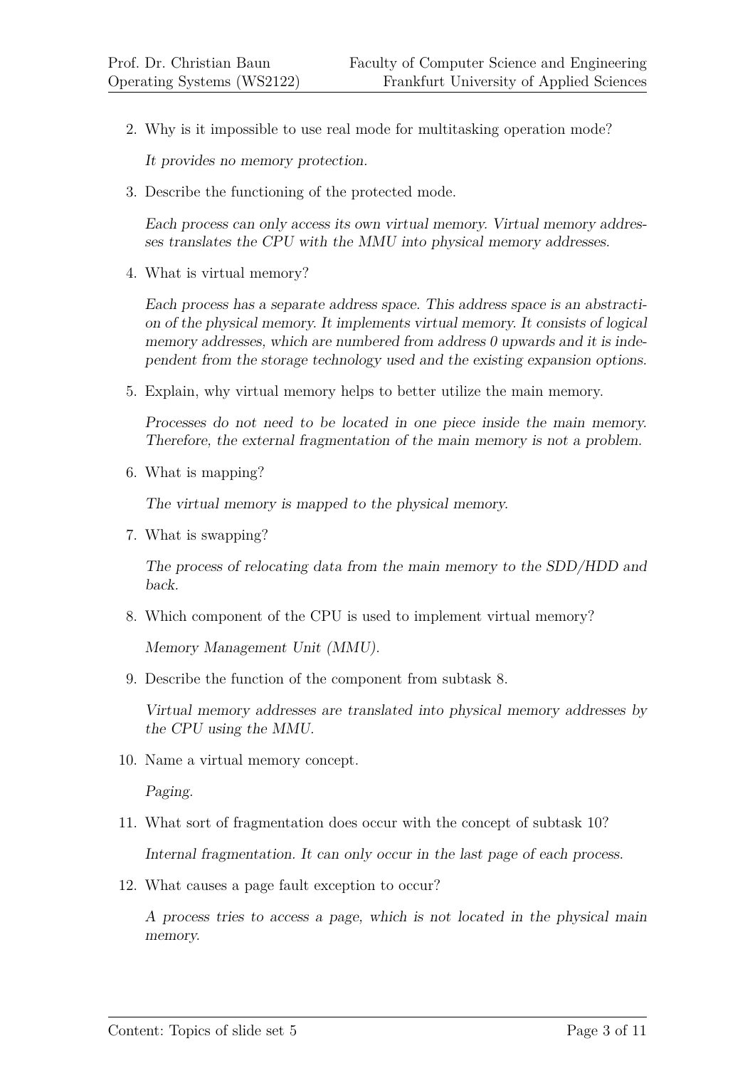2. Why is it impossible to use real mode for multitasking operation mode?

   *It provides no memory protection.*

3. Describe the functioning of the protected mode.

   *Each process can only access its own virtual memory. Virtual memory addresses translates the CPU with the MMU into physical memory addresses.*

4. What is virtual memory?

   *Each process has a separate address space. This address space is an abstraction of the physical memory. It implements virtual memory. It consists of logical memory addresses, which are numbered from address 0 upwards and it is independent from the storage technology used and the existing expansion options.*

5. Explain, why virtual memory helps to better utilize the main memory.

   *Processes do not need to be located in one piece inside the main memory. Therefore, the external fragmentation of the main memory is not a problem.*

6. What is mapping?

   *The virtual memory is mapped to the physical memory.*

7. What is swapping?

   *The process of relocating data from the main memory to the SDD/HDD and back.*

8. Which component of the CPU is used to implement virtual memory?

   *Memory Management Unit (MMU).*

9. Describe the function of the component from subtask 8.

   *Virtual memory addresses are translated into physical memory addresses by the CPU using the MMU.*

10. Name a virtual memory concept.

    *Paging.*

11. What sort of fragmentation does occur with the concept of subtask 10?

    *Internal fragmentation. It can only occur in the last page of each process.*

12. What causes a page fault exception to occur?

    *A process tries to access a page, which is not located in the physical main memory.*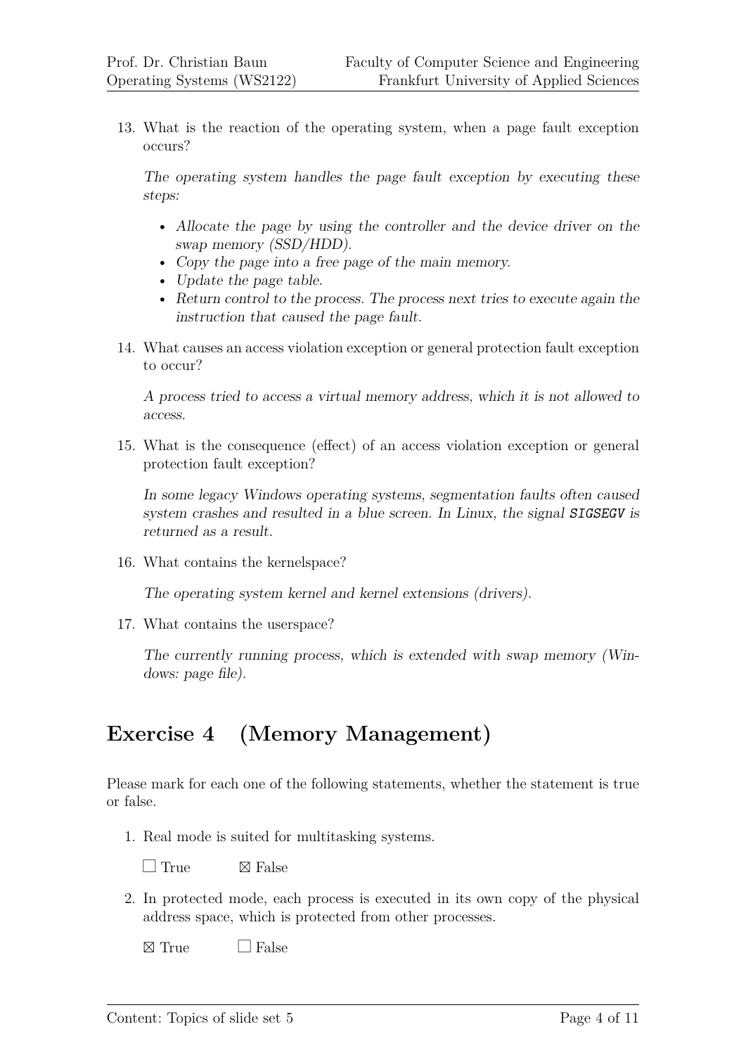13. What is the reaction of the operating system, when a page fault exception occurs?

    *The operating system handles the page fault exception by executing these steps:*

    - *Allocate the page by using the controller and the device driver on the swap memory (SSD/HDD).*
    - *Copy the page into a free page of the main memory.*
    - *Update the page table.*
    - *Return control to the process. The process next tries to execute again the instruction that caused the page fault.*

14. What causes an access violation exception or general protection fault exception to occur?

    *A process tried to access a virtual memory address, which it is not allowed to access.*

15. What is the consequence (effect) of an access violation exception or general protection fault exception?

    *In some legacy Windows operating systems, segmentation faults often caused system crashes and resulted in a blue screen. In Linux, the signal* ***SIGSEGV*** *is returned as a result.*

16. What contains the kernelspace?

    *The operating system kernel and kernel extensions (drivers).*

17. What contains the userspace?

    *The currently running process, which is extended with swap memory (Windows: page file).*

## Exercise 4 (Memory Management)

Please mark for each one of the following statements, whether the statement is true or false.

1. Real mode is suited for multitasking systems.

   ☐ True ☒ False

2. In protected mode, each process is executed in its own copy of the physical address space, which is protected from other processes.

   ☒ True ☐ False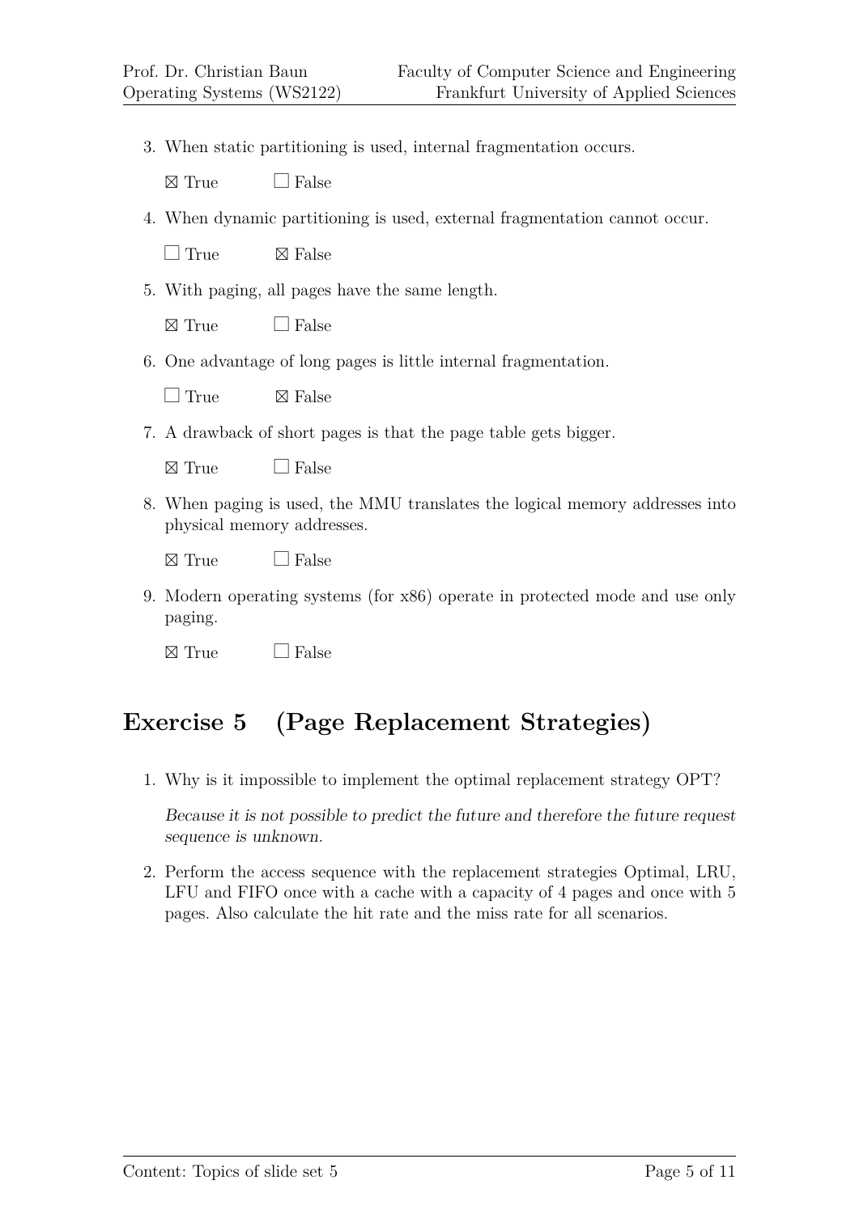3. When static partitioning is used, internal fragmentation occurs.

   ☒ True ☐ False

4. When dynamic partitioning is used, external fragmentation cannot occur.

   ☐ True ☒ False

5. With paging, all pages have the same length.

   ☒ True ☐ False

6. One advantage of long pages is little internal fragmentation.

   ☐ True ☒ False

7. A drawback of short pages is that the page table gets bigger.

   ☒ True ☐ False

8. When paging is used, the MMU translates the logical memory addresses into physical memory addresses.

   ☒ True ☐ False

9. Modern operating systems (for x86) operate in protected mode and use only paging.

   ☒ True ☐ False

## Exercise 5 (Page Replacement Strategies)

1. Why is it impossible to implement the optimal replacement strategy OPT?

   *Because it is not possible to predict the future and therefore the future request sequence is unknown.*

2. Perform the access sequence with the replacement strategies Optimal, LRU, LFU and FIFO once with a cache with a capacity of 4 pages and once with 5 pages. Also calculate the hit rate and the miss rate for all scenarios.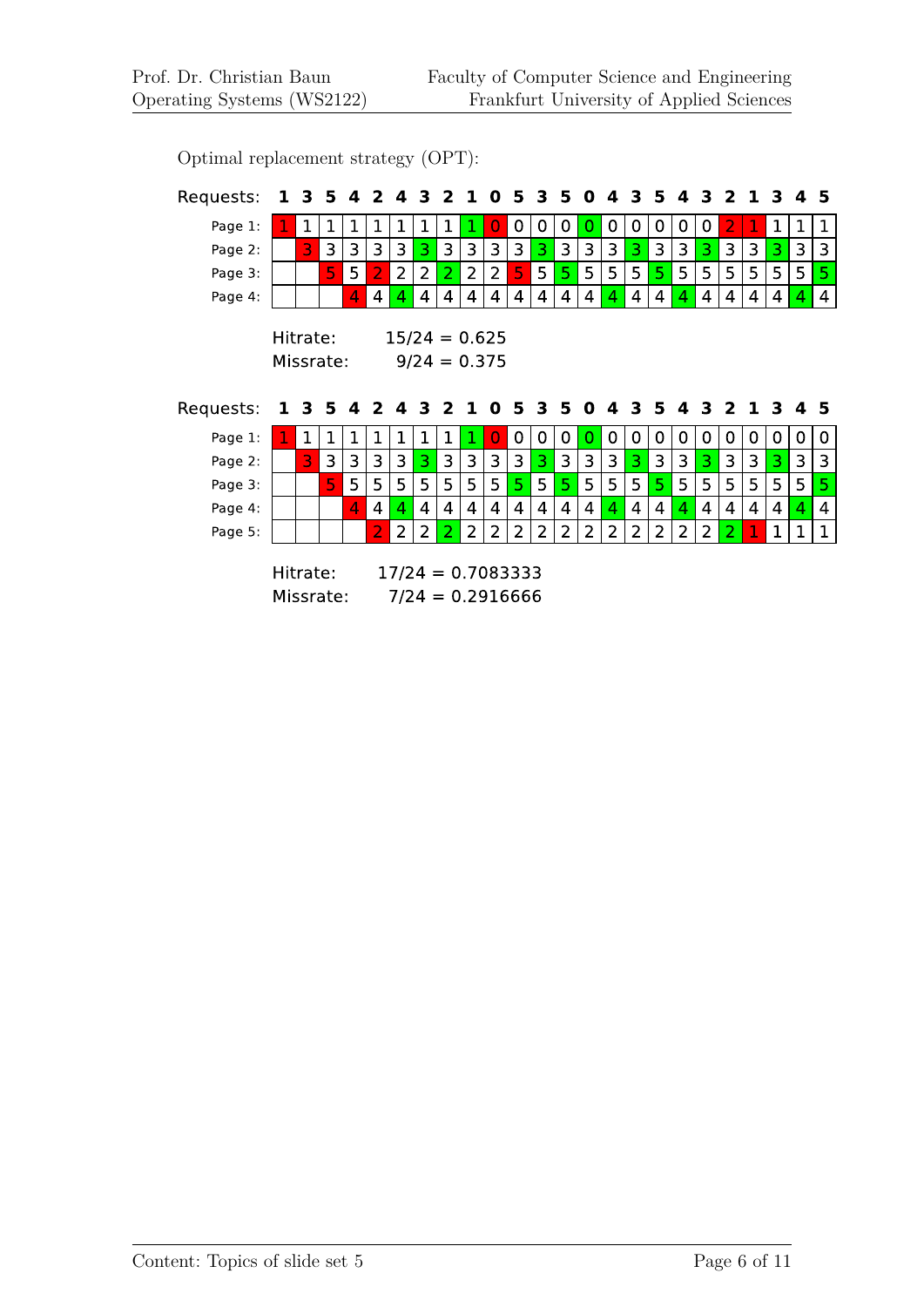Optimal replacement strategy (OPT):

| Requests: | 1 | 3 | 5 | 4 | 2 | 4 | 3 | 2 | 1 | 0 | 5 | 3 | 5 | 0 | 4 | 3 | 5 | 4 | 3 | 2 | 1 | 3 | 4 | 5 |
|---|---|---|---|---|---|---|---|---|---|---|---|---|---|---|---|---|---|---|---|---|---|---|---|---|
| Page 1: | 1 | 1 | 1 | 1 | 1 | 1 | 1 | 1 | 1 | 0 | 0 | 0 | 0 | 0 | 0 | 0 | 0 | 0 | 0 | 2 | 1 | 1 | 1 | 1 |
| Page 2: | | 3 | 3 | 3 | 3 | 3 | 3 | 3 | 3 | 3 | 3 | 3 | 3 | 3 | 3 | 3 | 3 | 3 | 3 | 3 | 3 | 3 | 3 | 3 |
| Page 3: | | | 5 | 5 | 2 | 2 | 2 | 2 | 2 | 2 | 5 | 5 | 5 | 5 | 5 | 5 | 5 | 5 | 5 | 5 | 5 | 5 | 5 | 5 |
| Page 4: | | | | 4 | 4 | 4 | 4 | 4 | 4 | 4 | 4 | 4 | 4 | 4 | 4 | 4 | 4 | 4 | 4 | 4 | 4 | 4 | 4 | 4 |

Hitrate: 15/24 = 0.625
Missrate: 9/24 = 0.375

| Requests: | 1 | 3 | 5 | 4 | 2 | 4 | 3 | 2 | 1 | 0 | 5 | 3 | 5 | 0 | 4 | 3 | 5 | 4 | 3 | 2 | 1 | 3 | 4 | 5 |
|---|---|---|---|---|---|---|---|---|---|---|---|---|---|---|---|---|---|---|---|---|---|---|---|---|
| Page 1: | 1 | 1 | 1 | 1 | 1 | 1 | 1 | 1 | 1 | 0 | 0 | 0 | 0 | 0 | 0 | 0 | 0 | 0 | 0 | 0 | 0 | 0 | 0 | 0 |
| Page 2: | | 3 | 3 | 3 | 3 | 3 | 3 | 3 | 3 | 3 | 3 | 3 | 3 | 3 | 3 | 3 | 3 | 3 | 3 | 3 | 3 | 3 | 3 | 3 |
| Page 3: | | | 5 | 5 | 5 | 5 | 5 | 5 | 5 | 5 | 5 | 5 | 5 | 5 | 5 | 5 | 5 | 5 | 5 | 5 | 5 | 5 | 5 | 5 |
| Page 4: | | | | 4 | 4 | 4 | 4 | 4 | 4 | 4 | 4 | 4 | 4 | 4 | 4 | 4 | 4 | 4 | 4 | 4 | 4 | 4 | 4 | 4 |
| Page 5: | | | | | 2 | 2 | 2 | 2 | 2 | 2 | 2 | 2 | 2 | 2 | 2 | 2 | 2 | 2 | 2 | 2 | 1 | 1 | 1 | 1 |

Hitrate: 17/24 = 0.7083333
Missrate: 7/24 = 0.2916666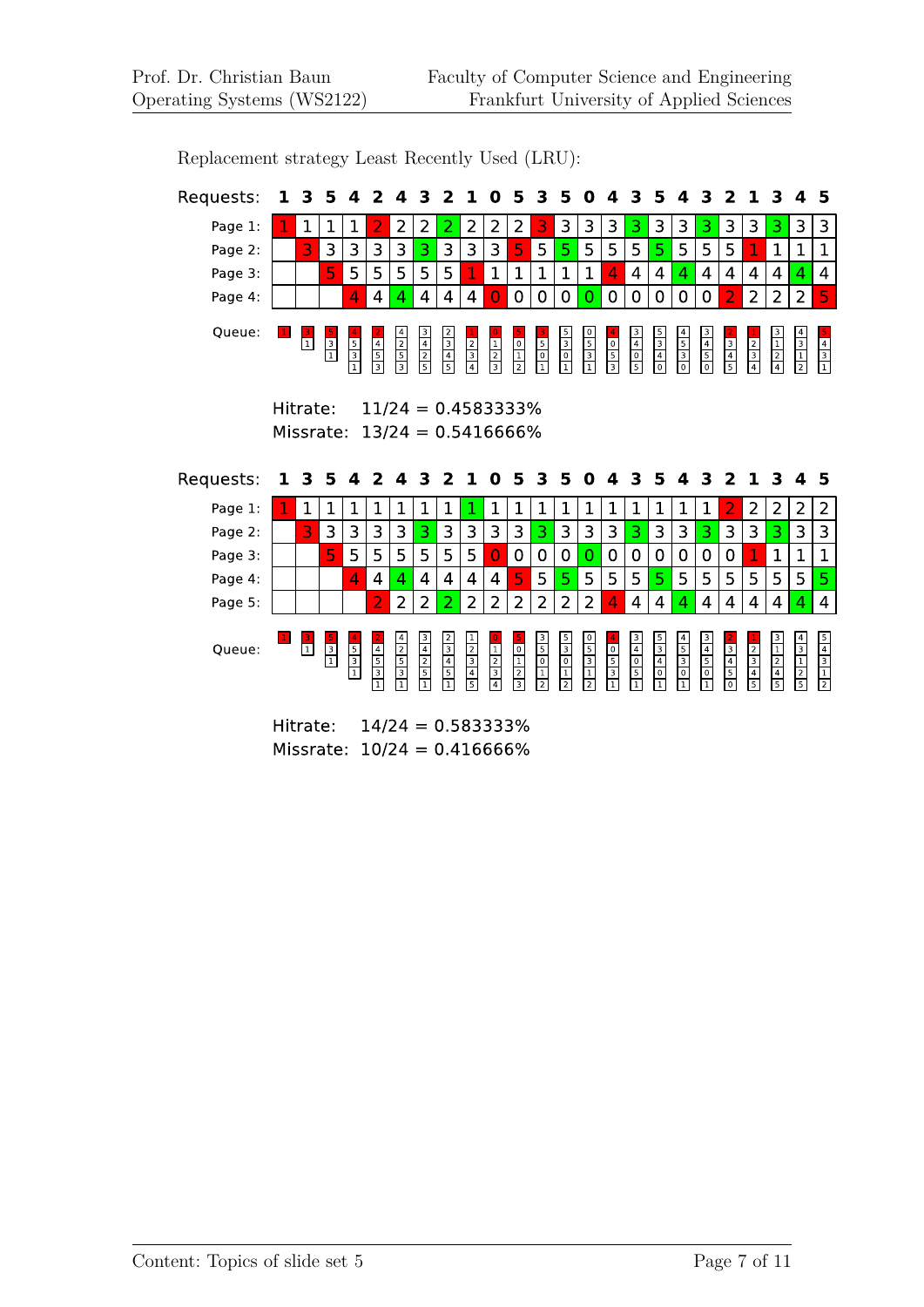Replacement strategy Least Recently Used (LRU):

| Requests: | 1 | 3 | 5 | 4 | 2 | 4 | 3 | 2 | 1 | 0 | 5 | 3 | 5 | 0 | 4 | 3 | 5 | 4 | 3 | 2 | 1 | 3 | 4 | 5 |
|---|---|---|---|---|---|---|---|---|---|---|---|---|---|---|---|---|---|---|---|---|---|---|---|---|
| Page 1: | 1 | 1 | 1 | 1 | 2 | 2 | 2 | 2 | 2 | 2 | 2 | 3 | 3 | 3 | 3 | 3 | 3 | 3 | 3 | 3 | 3 | 3 | 3 | 3 |
| Page 2: | | 3 | 3 | 3 | 3 | 3 | 3 | 3 | 3 | 3 | 5 | 5 | 5 | 5 | 5 | 5 | 5 | 5 | 5 | 5 | 1 | 1 | 1 | 1 |
| Page 3: | | | 5 | 5 | 5 | 5 | 5 | 5 | 1 | 1 | 1 | 1 | 1 | 1 | 4 | 4 | 4 | 4 | 4 | 4 | 4 | 4 | 4 | 4 |
| Page 4: | | | | 4 | 4 | 4 | 4 | 4 | 4 | 0 | 0 | 0 | 0 | 0 | 0 | 0 | 0 | 0 | 0 | 2 | 2 | 2 | 2 | 5 |

| Queue: | | | | | | | | | | | | | | | | | | | | | | | | |
|---|---|---|---|---|---|---|---|---|---|---|---|---|---|---|---|---|---|---|---|---|---|---|---|---|
| | 1 | 3 | 5 | 4 | 2 | 4 | 3 | 2 | 1 | 0 | 5 | 3 | 5 | 0 | 4 | 3 | 5 | 4 | 3 | 2 | 1 | 3 | 4 | 5 |
| | | 1 | 3 | 5 | 4 | 2 | 4 | 3 | 2 | 1 | 0 | 5 | 3 | 5 | 0 | 4 | 3 | 5 | 4 | 3 | 2 | 1 | 3 | 4 |
| | | | 1 | 3 | 5 | 5 | 2 | 4 | 3 | 2 | 1 | 0 | 0 | 3 | 5 | 0 | 4 | 3 | 5 | 4 | 3 | 2 | 1 | 3 |
| | | | | 1 | 3 | 3 | 5 | 5 | 4 | 3 | 2 | 1 | 1 | 1 | 3 | 5 | 0 | 0 | 0 | 5 | 4 | 4 | 2 | 1 |

Hitrate: 11/24 = 0.4583333%
Missrate: 13/24 = 0.5416666%

| Requests: | 1 | 3 | 5 | 4 | 2 | 4 | 3 | 2 | 1 | 0 | 5 | 3 | 5 | 0 | 4 | 3 | 5 | 4 | 3 | 2 | 1 | 3 | 4 | 5 |
|---|---|---|---|---|---|---|---|---|---|---|---|---|---|---|---|---|---|---|---|---|---|---|---|---|
| Page 1: | 1 | 1 | 1 | 1 | 1 | 1 | 1 | 1 | 1 | 1 | 1 | 1 | 1 | 1 | 1 | 1 | 1 | 1 | 1 | 2 | 2 | 2 | 2 | 2 |
| Page 2: | | 3 | 3 | 3 | 3 | 3 | 3 | 3 | 3 | 3 | 3 | 3 | 3 | 3 | 3 | 3 | 3 | 3 | 3 | 3 | 3 | 3 | 3 | 3 |
| Page 3: | | | 5 | 5 | 5 | 5 | 5 | 5 | 5 | 0 | 0 | 0 | 0 | 0 | 0 | 0 | 0 | 0 | 0 | 0 | 1 | 1 | 1 | 1 |
| Page 4: | | | | 4 | 4 | 4 | 4 | 4 | 4 | 4 | 5 | 5 | 5 | 5 | 5 | 5 | 5 | 5 | 5 | 5 | 5 | 5 | 5 | 5 |
| Page 5: | | | | | 2 | 2 | 2 | 2 | 2 | 2 | 2 | 2 | 2 | 2 | 4 | 4 | 4 | 4 | 4 | 4 | 4 | 4 | 4 | 4 |

| Queue: | | | | | | | | | | | | | | | | | | | | | | | | |
|---|---|---|---|---|---|---|---|---|---|---|---|---|---|---|---|---|---|---|---|---|---|---|---|---|
| | 1 | 3 | 5 | 4 | 2 | 4 | 3 | 2 | 1 | 0 | 5 | 3 | 5 | 0 | 4 | 3 | 5 | 4 | 3 | 2 | 1 | 3 | 4 | 5 |
| | | 1 | 3 | 5 | 4 | 2 | 4 | 3 | 2 | 1 | 0 | 5 | 3 | 5 | 0 | 4 | 3 | 5 | 4 | 3 | 2 | 1 | 3 | 4 |
| | | | 1 | 3 | 5 | 5 | 2 | 4 | 3 | 2 | 1 | 0 | 0 | 3 | 5 | 0 | 4 | 3 | 5 | 4 | 3 | 2 | 1 | 3 |
| | | | | 1 | 3 | 3 | 5 | 5 | 4 | 3 | 2 | 1 | 1 | 1 | 3 | 5 | 0 | 0 | 0 | 5 | 4 | 4 | 2 | 1 |
| | | | | | 1 | 1 | 1 | 1 | 5 | 4 | 3 | 2 | 2 | 2 | 1 | 1 | 1 | 1 | 1 | 0 | 5 | 5 | 5 | 2 |

Hitrate: 14/24 = 0.583333%
Missrate: 10/24 = 0.416666%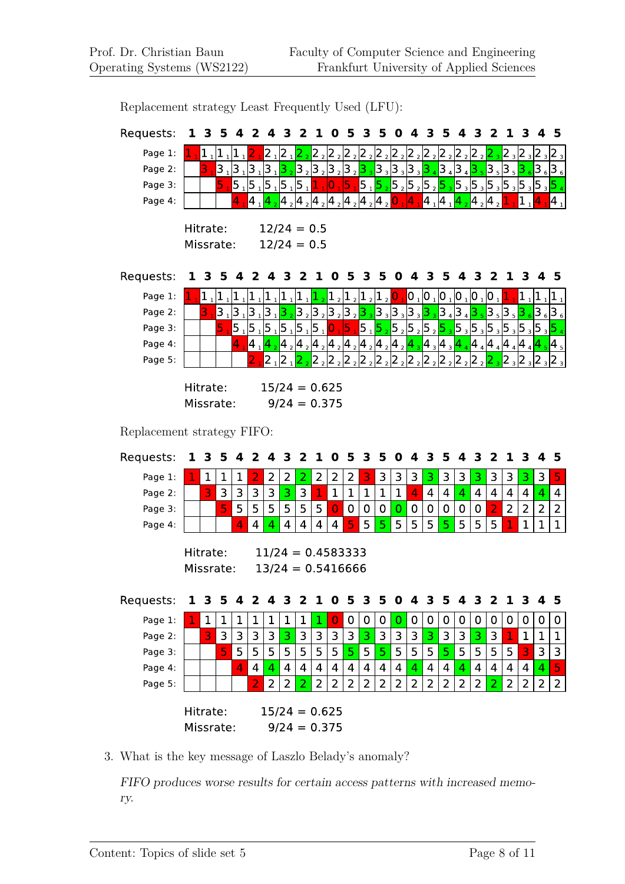Replacement strategy Least Frequently Used (LFU):

| Requests: | 1 | 3 | 5 | 4 | 2 | 4 | 3 | 2 | 1 | 0 | 5 | 3 | 5 | 0 | 4 | 3 | 5 | 4 | 3 | 2 | 1 | 3 | 4 | 5 |
|---|---|---|---|---|---|---|---|---|---|---|---|---|---|---|---|---|---|---|---|---|---|---|---|---|
| Page 1: | $1_1$ | $1_1$ | $1_1$ | $1_1$ | $2_1$ | $2_1$ | $2_1$ | $2_2$ | $2_2$ | $2_2$ | $2_2$ | $2_2$ | $2_2$ | $2_2$ | $2_2$ | $2_2$ | $2_2$ | $2_2$ | $2_2$ | $2_3$ | $2_3$ | $2_3$ | $2_3$ | $2_3$ |
| Page 2: | | $3_1$ | $3_1$ | $3_1$ | $3_1$ | $3_1$ | $3_2$ | $3_2$ | $3_2$ | $3_2$ | $3_2$ | $3_3$ | $3_3$ | $3_3$ | $3_3$ | $3_4$ | $3_4$ | $3_4$ | $3_5$ | $3_5$ | $3_5$ | $3_6$ | $3_6$ | $3_6$ |
| Page 3: | | | $5_1$ | $5_1$ | $5_1$ | $5_1$ | $5_1$ | $5_1$ | $1_1$ | $0_1$ | $5_1$ | $5_1$ | $5_2$ | $5_2$ | $5_2$ | $5_2$ | $5_3$ | $5_3$ | $5_3$ | $5_3$ | $5_3$ | $5_3$ | $5_3$ | $5_4$ |
| Page 4: | | | | $4_1$ | $4_1$ | $4_2$ | $4_2$ | $4_2$ | $4_2$ | $4_2$ | $4_2$ | $4_2$ | $4_2$ | $0_1$ | $4_1$ | $4_1$ | $4_1$ | $4_2$ | $4_2$ | $4_2$ | $1_1$ | $1_1$ | $4_1$ | $4_1$ |

Hitrate: 12/24 = 0.5
Missrate: 12/24 = 0.5

| Requests: | 1 | 3 | 5 | 4 | 2 | 4 | 3 | 2 | 1 | 0 | 5 | 3 | 5 | 0 | 4 | 3 | 5 | 4 | 3 | 2 | 1 | 3 | 4 | 5 |
|---|---|---|---|---|---|---|---|---|---|---|---|---|---|---|---|---|---|---|---|---|---|---|---|---|
| Page 1: | $1_1$ | $1_1$ | $1_1$ | $1_1$ | $1_1$ | $1_1$ | $1_1$ | $1_1$ | $1_2$ | $1_2$ | $1_2$ | $1_2$ | $1_2$ | $0_1$ | $0_1$ | $0_1$ | $0_1$ | $0_1$ | $0_1$ | $0_1$ | $1_1$ | $1_1$ | $1_1$ | $1_1$ |
| Page 2: | | $3_1$ | $3_1$ | $3_1$ | $3_1$ | $3_1$ | $3_2$ | $3_2$ | $3_2$ | $3_2$ | $3_2$ | $3_3$ | $3_3$ | $3_3$ | $3_3$ | $3_3$ | $3_4$ | $3_4$ | $3_5$ | $3_5$ | $3_5$ | $3_6$ | $3_6$ | $3_6$ |
| Page 3: | | | $5_1$ | $5_1$ | $5_1$ | $5_1$ | $5_1$ | $5_1$ | $5_1$ | $0_1$ | $5_1$ | $5_1$ | $5_2$ | $5_2$ | $5_2$ | $5_2$ | $5_3$ | $5_3$ | $5_3$ | $5_3$ | $5_3$ | $5_3$ | $5_3$ | $5_4$ |
| Page 4: | | | | $4_1$ | $4_1$ | $4_2$ | $4_2$ | $4_2$ | $4_2$ | $4_2$ | $4_2$ | $4_2$ | $4_2$ | $4_2$ | $4_3$ | $4_3$ | $4_3$ | $4_4$ | $4_4$ | $4_4$ | $4_4$ | $4_4$ | $4_5$ | $4_5$ |
| Page 5: | | | | | $2_1$ | $2_1$ | $2_1$ | $2_2$ | $2_2$ | $2_2$ | $2_2$ | $2_2$ | $2_2$ | $2_2$ | $2_2$ | $2_2$ | $2_2$ | $2_2$ | $2_2$ | $2_3$ | $2_3$ | $2_3$ | $2_3$ | $2_3$ |

Hitrate: 15/24 = 0.625
Missrate: 9/24 = 0.375

Replacement strategy FIFO:

| Requests: | 1 | 3 | 5 | 4 | 2 | 4 | 3 | 2 | 1 | 0 | 5 | 3 | 5 | 0 | 4 | 3 | 5 | 4 | 3 | 2 | 1 | 3 | 4 | 5 |
|---|---|---|---|---|---|---|---|---|---|---|---|---|---|---|---|---|---|---|---|---|---|---|---|---|
| Page 1: | 1 | 1 | 1 | 1 | 2 | 2 | 2 | 2 | 2 | 2 | 2 | 3 | 3 | 3 | 3 | 3 | 3 | 3 | 3 | 3 | 3 | 3 | 3 | 5 |
| Page 2: | | 3 | 3 | 3 | 3 | 3 | 3 | 3 | 1 | 1 | 1 | 1 | 1 | 1 | 4 | 4 | 4 | 4 | 4 | 4 | 4 | 4 | 4 | 4 |
| Page 3: | | | 5 | 5 | 5 | 5 | 5 | 5 | 5 | 0 | 0 | 0 | 0 | 0 | 0 | 0 | 0 | 0 | 0 | 2 | 2 | 2 | 2 | 2 |
| Page 4: | | | | 4 | 4 | 4 | 4 | 4 | 4 | 4 | 5 | 5 | 5 | 5 | 5 | 5 | 5 | 5 | 5 | 5 | 1 | 1 | 1 | 1 |

Hitrate: 11/24 = 0.4583333
Missrate: 13/24 = 0.5416666

| Requests: | 1 | 3 | 5 | 4 | 2 | 4 | 3 | 2 | 1 | 0 | 5 | 3 | 5 | 0 | 4 | 3 | 5 | 4 | 3 | 2 | 1 | 3 | 4 | 5 |
|---|---|---|---|---|---|---|---|---|---|---|---|---|---|---|---|---|---|---|---|---|---|---|---|---|
| Page 1: | 1 | 1 | 1 | 1 | 1 | 1 | 1 | 1 | 1 | 0 | 0 | 0 | 0 | 0 | 0 | 0 | 0 | 0 | 0 | 0 | 0 | 0 | 0 | 0 |
| Page 2: | | 3 | 3 | 3 | 3 | 3 | 3 | 3 | 3 | 3 | 3 | 3 | 3 | 3 | 3 | 3 | 3 | 3 | 3 | 3 | 1 | 1 | 1 | 1 |
| Page 3: | | | 5 | 5 | 5 | 5 | 5 | 5 | 5 | 5 | 5 | 5 | 5 | 5 | 5 | 5 | 5 | 5 | 5 | 5 | 5 | 3 | 3 | 3 |
| Page 4: | | | | 4 | 4 | 4 | 4 | 4 | 4 | 4 | 4 | 4 | 4 | 4 | 4 | 4 | 4 | 4 | 4 | 4 | 4 | 4 | 4 | 5 |
| Page 5: | | | | | 2 | 2 | 2 | 2 | 2 | 2 | 2 | 2 | 2 | 2 | 2 | 2 | 2 | 2 | 2 | 2 | 2 | 2 | 2 | 2 |

Hitrate: 15/24 = 0.625
Missrate: 9/24 = 0.375

3. What is the key message of Laszlo Belady's anomaly?

   *FIFO produces worse results for certain access patterns with increased memory.*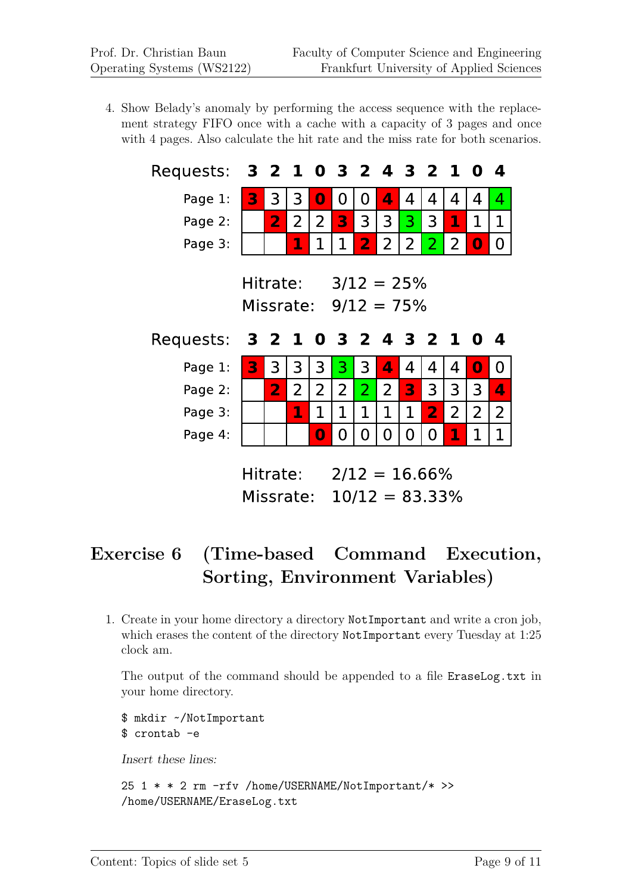4. Show Belady's anomaly by performing the access sequence with the replacement strategy FIFO once with a cache with a capacity of 3 pages and once with 4 pages. Also calculate the hit rate and the miss rate for both scenarios.

| Requests: | **3** | **2** | **1** | **0** | **3** | **2** | **4** | **3** | **2** | **1** | **0** | **4** |
|---|---|---|---|---|---|---|---|---|---|---|---|---|
| Page 1: | **3** | 3 | 3 | **0** | 0 | 0 | **4** | 4 | 4 | 4 | 4 | 4 |
| Page 2: | | **2** | 2 | 2 | **3** | 3 | 3 | 3 | 3 | **1** | 1 | 1 |
| Page 3: | | | **1** | 1 | 1 | **2** | 2 | 2 | 2 | 2 | **0** | 0 |

Hitrate: 3/12 = 25%
Missrate: 9/12 = 75%

| Requests: | **3** | **2** | **1** | **0** | **3** | **2** | **4** | **3** | **2** | **1** | **0** | **4** |
|---|---|---|---|---|---|---|---|---|---|---|---|---|
| Page 1: | **3** | 3 | 3 | 3 | 3 | 3 | **4** | 4 | 4 | 4 | **0** | 0 |
| Page 2: | | **2** | 2 | 2 | 2 | 2 | 2 | **3** | 3 | 3 | 3 | **4** |
| Page 3: | | | **1** | 1 | 1 | 1 | 1 | 1 | **2** | 2 | 2 | 2 |
| Page 4: | | | | **0** | 0 | 0 | 0 | 0 | 0 | **1** | 1 | 1 |

Hitrate: 2/12 = 16.66%
Missrate: 10/12 = 83.33%

## Exercise 6 (Time-based Command Execution, Sorting, Environment Variables)

1. Create in your home directory a directory `NotImportant` and write a cron job, which erases the content of the directory `NotImportant` every Tuesday at 1:25 clock am.

   The output of the command should be appended to a file `EraseLog.txt` in your home directory.

   ```
   $ mkdir ~/NotImportant
   $ crontab -e
   ```

   *Insert these lines:*

   ```
   25 1 * * 2 rm -rfv /home/USERNAME/NotImportant/* >>
   /home/USERNAME/EraseLog.txt
   ```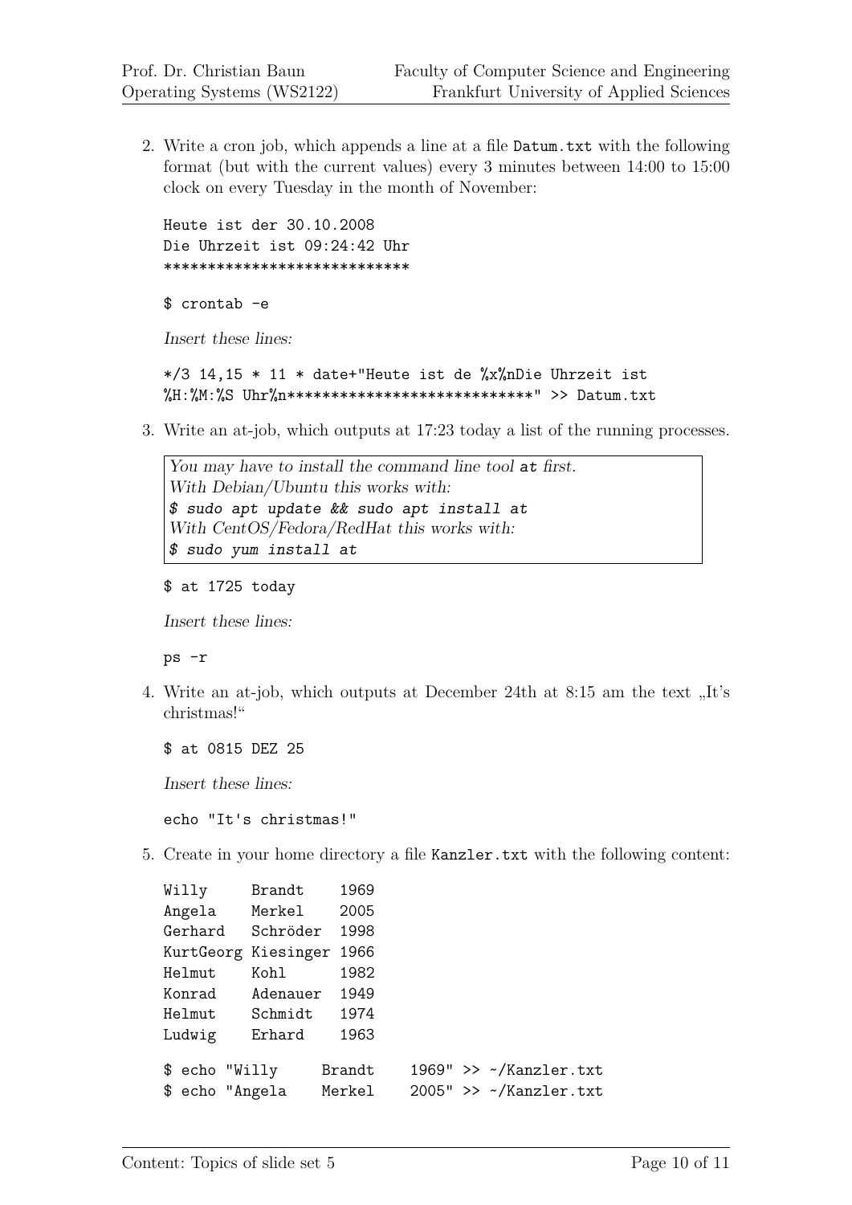2. Write a cron job, which appends a line at a file `Datum.txt` with the following format (but with the current values) every 3 minutes between 14:00 to 15:00 clock on every Tuesday in the month of November:

   ```
   Heute ist der 30.10.2008
   Die Uhrzeit ist 09:24:42 Uhr
   ****************************
   ```

   ```
   $ crontab -e
   ```

   *Insert these lines:*

   ```
   */3 14,15 * 11 * date+"Heute ist de %x%nDie Uhrzeit ist
   %H:%M:%S Uhr%n****************************" >> Datum.txt
   ```

3. Write an at-job, which outputs at 17:23 today a list of the running processes.

   > *You may have to install the command line tool* `at` *first.*
   > *With Debian/Ubuntu this works with:*
   > *`$ sudo apt update && sudo apt install at`*
   > *With CentOS/Fedora/RedHat this works with:*
   > *`$ sudo yum install at`*

   ```
   $ at 1725 today
   ```

   *Insert these lines:*

   ```
   ps -r
   ```

4. Write an at-job, which outputs at December 24th at 8:15 am the text „It's christmas!"

   ```
   $ at 0815 DEZ 25
   ```

   *Insert these lines:*

   ```
   echo "It's christmas!"
   ```

5. Create in your home directory a file `Kanzler.txt` with the following content:

   ```
   Willy     Brandt    1969
   Angela    Merkel    2005
   Gerhard   Schröder  1998
   KurtGeorg Kiesinger 1966
   Helmut    Kohl      1982
   Konrad    Adenauer  1949
   Helmut    Schmidt   1974
   Ludwig    Erhard    1963
   ```

   ```
   $ echo "Willy     Brandt    1969" >> ~/Kanzler.txt
   $ echo "Angela    Merkel    2005" >> ~/Kanzler.txt
   ```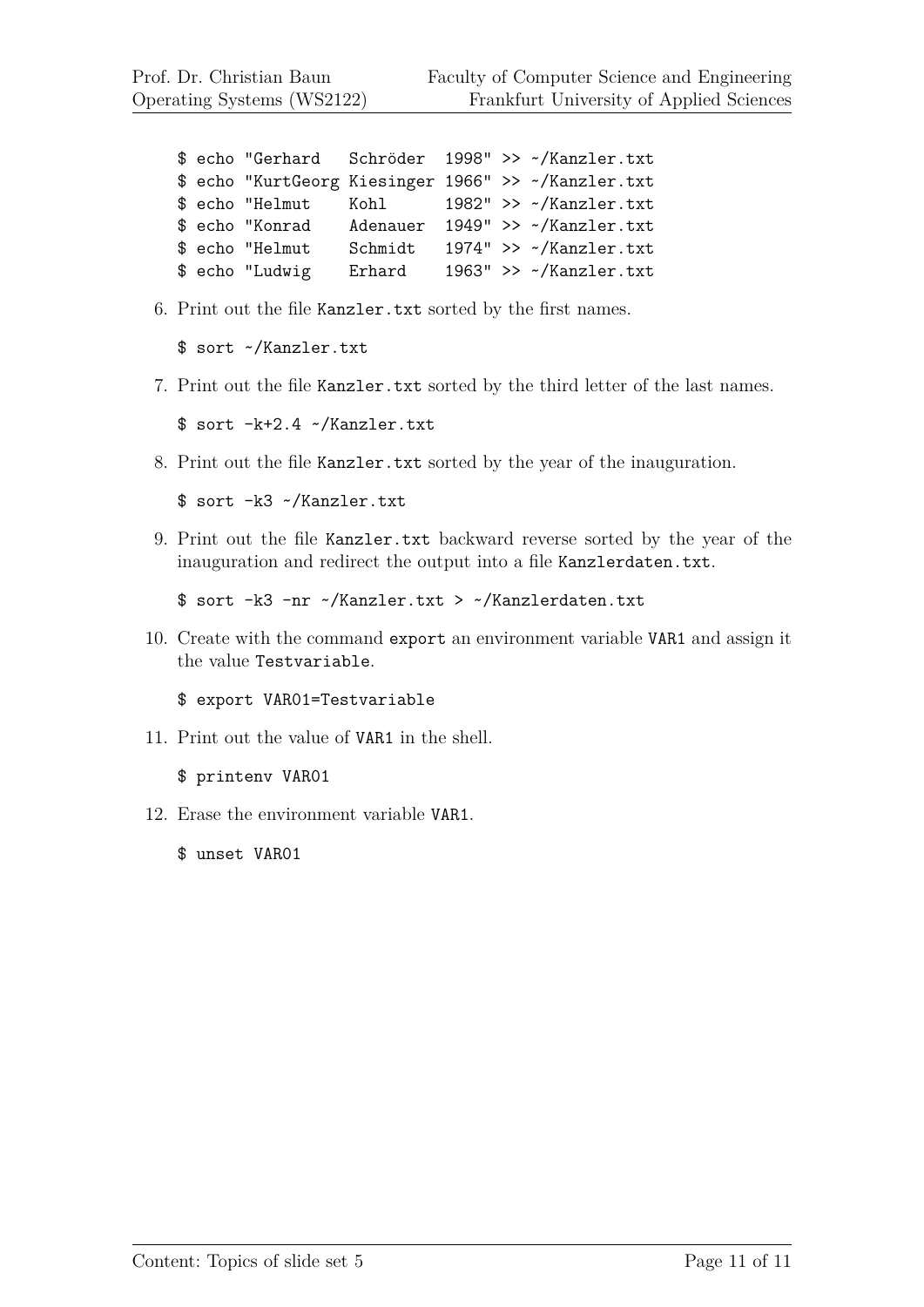```
$ echo "Gerhard   Schröder  1998" >> ~/Kanzler.txt
$ echo "KurtGeorg Kiesinger 1966" >> ~/Kanzler.txt
$ echo "Helmut    Kohl      1982" >> ~/Kanzler.txt
$ echo "Konrad    Adenauer  1949" >> ~/Kanzler.txt
$ echo "Helmut    Schmidt   1974" >> ~/Kanzler.txt
$ echo "Ludwig    Erhard    1963" >> ~/Kanzler.txt
```

6. Print out the file `Kanzler.txt` sorted by the first names.

   ```
   $ sort ~/Kanzler.txt
   ```

7. Print out the file `Kanzler.txt` sorted by the third letter of the last names.

   ```
   $ sort -k+2.4 ~/Kanzler.txt
   ```

8. Print out the file `Kanzler.txt` sorted by the year of the inauguration.

   ```
   $ sort -k3 ~/Kanzler.txt
   ```

9. Print out the file `Kanzler.txt` backward reverse sorted by the year of the inauguration and redirect the output into a file `Kanzlerdaten.txt`.

   ```
   $ sort -k3 -nr ~/Kanzler.txt > ~/Kanzlerdaten.txt
   ```

10. Create with the command `export` an environment variable `VAR1` and assign it the value `Testvariable`.

    ```
    $ export VAR01=Testvariable
    ```

11. Print out the value of `VAR1` in the shell.

    ```
    $ printenv VAR01
    ```

12. Erase the environment variable `VAR1`.

    ```
    $ unset VAR01
    ```